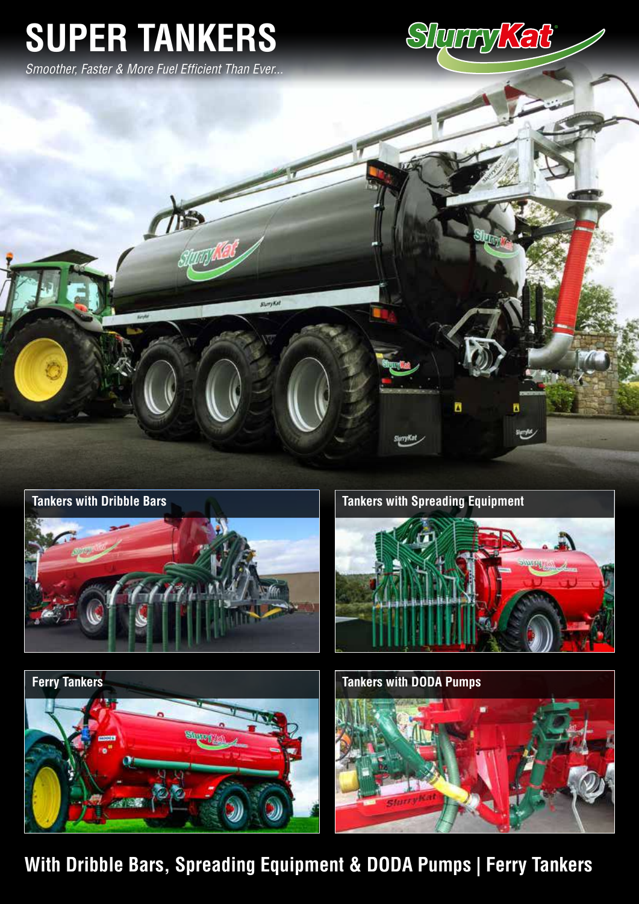# SUPER TANKERS

*Smoother, Faster & More Fuel Efficient Than Ever...*

SlurryKat

## Tankers with Dribble Bars

## Tankers with Spreading Equipment

## Ferry Tankers

## Tankers with DODA Pumps

**With Dribble Bars, Spreading Equipment & DODA Pumps | Ferry Tankers**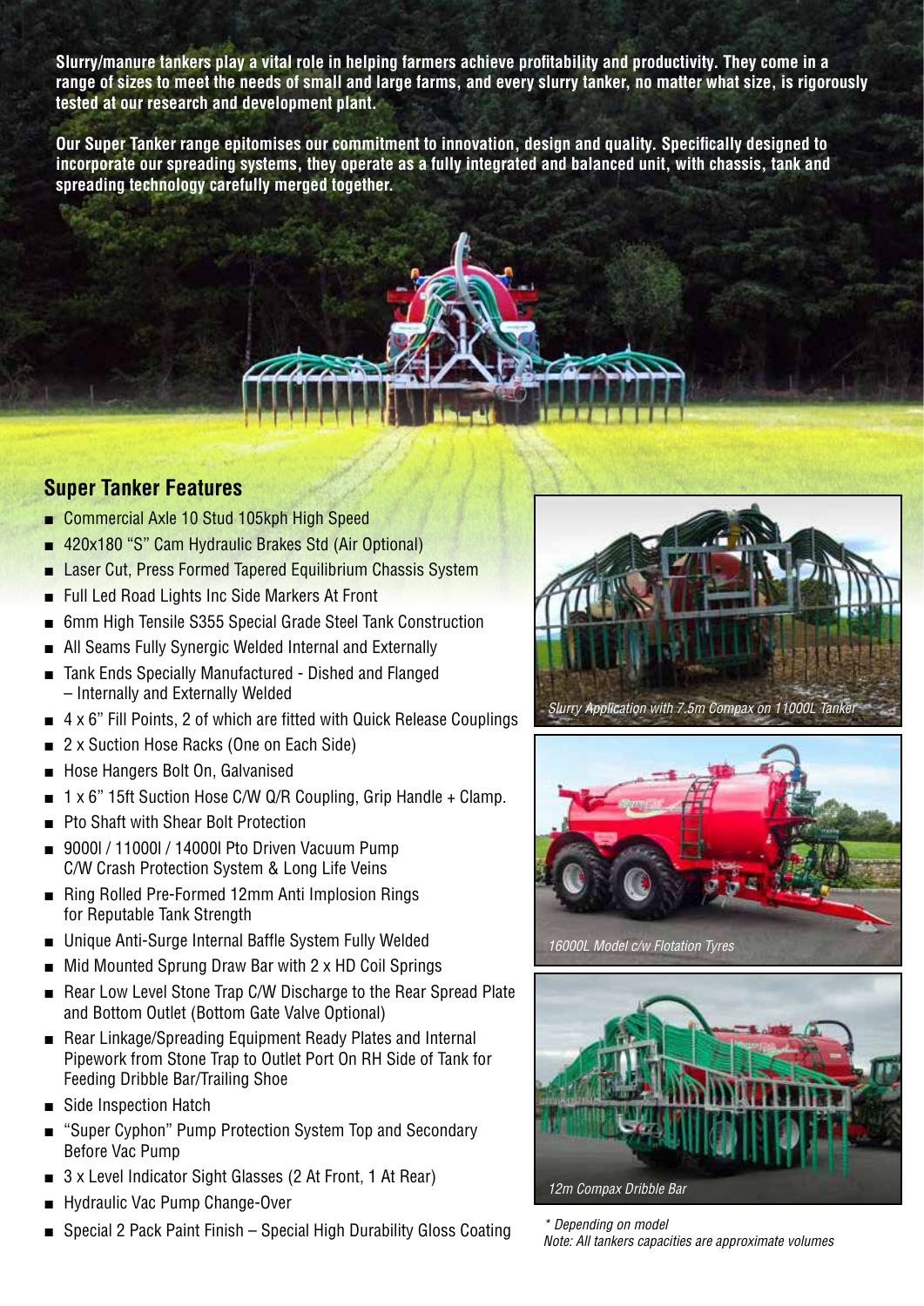**Slurry/manure tankers play a vital role in helping farmers achieve profitability and productivity. They come in a range of sizes to meet the needs of small and large farms, and every slurry tanker, no matter what size, is rigorously tested at our research and development plant.**

**Our Super Tanker range epitomises our commitment to innovation, design and quality. Specifically designed to incorporate our spreading systems, they operate as a fully integrated and balanced unit, with chassis, tank and spreading technology carefully merged together.**

## Super Tanker Features

- Commercial Axle 10 Stud 105kph High Speed
- 420x180 "S" Cam Hydraulic Brakes Std (Air Optional)
- Laser Cut, Press Formed Tapered Equilibrium Chassis System
- Full Led Road Lights Inc Side Markers At Front
- 6mm High Tensile S355 Special Grade Steel Tank Construction
- All Seams Fully Synergic Welded Internal and Externally
- Tank Ends Specially Manufactured - Dished and Flanged – Internally and Externally Welded
- 4 x 6" Fill Points, 2 of which are fitted with Quick Release Couplings
- 2 x Suction Hose Racks (One on Each Side)
- Hose Hangers Bolt On, Galvanised
- 1 x 6" 15ft Suction Hose C/W Q/R Coupling, Grip Handle + Clamp.
- Pto Shaft with Shear Bolt Protection
- 9000l / 11000l / 14000l Pto Driven Vacuum Pump C/W Crash Protection System & Long Life Veins
- Ring Rolled Pre-Formed 12mm Anti Implosion Rings for Reputable Tank Strength
- Unique Anti-Surge Internal Baffle System Fully Welded
- Mid Mounted Sprung Draw Bar with 2 x HD Coil Springs
- Rear Low Level Stone Trap C/W Discharge to the Rear Spread Plate and Bottom Outlet (Bottom Gate Valve Optional)
- Rear Linkage/Spreading Equipment Ready Plates and Internal Pipework from Stone Trap to Outlet Port On RH Side of Tank for Feeding Dribble Bar/Trailing Shoe
- Side Inspection Hatch
- "Super Cyphon" Pump Protection System Top and Secondary Before Vac Pump
- 3 x Level Indicator Sight Glasses (2 At Front, 1 At Rear)
- Hydraulic Vac Pump Change-Over
- Special 2 Pack Paint Finish – Special High Durability Gloss Coating

*Slurry Application with 7.5m Compax on 11000L Tanker*

*16000L Model c/w Flotation Tyres*

*12m Compax Dribble Bar*

*\* Depending on model*
*Note: All tankers capacities are approximate volumes*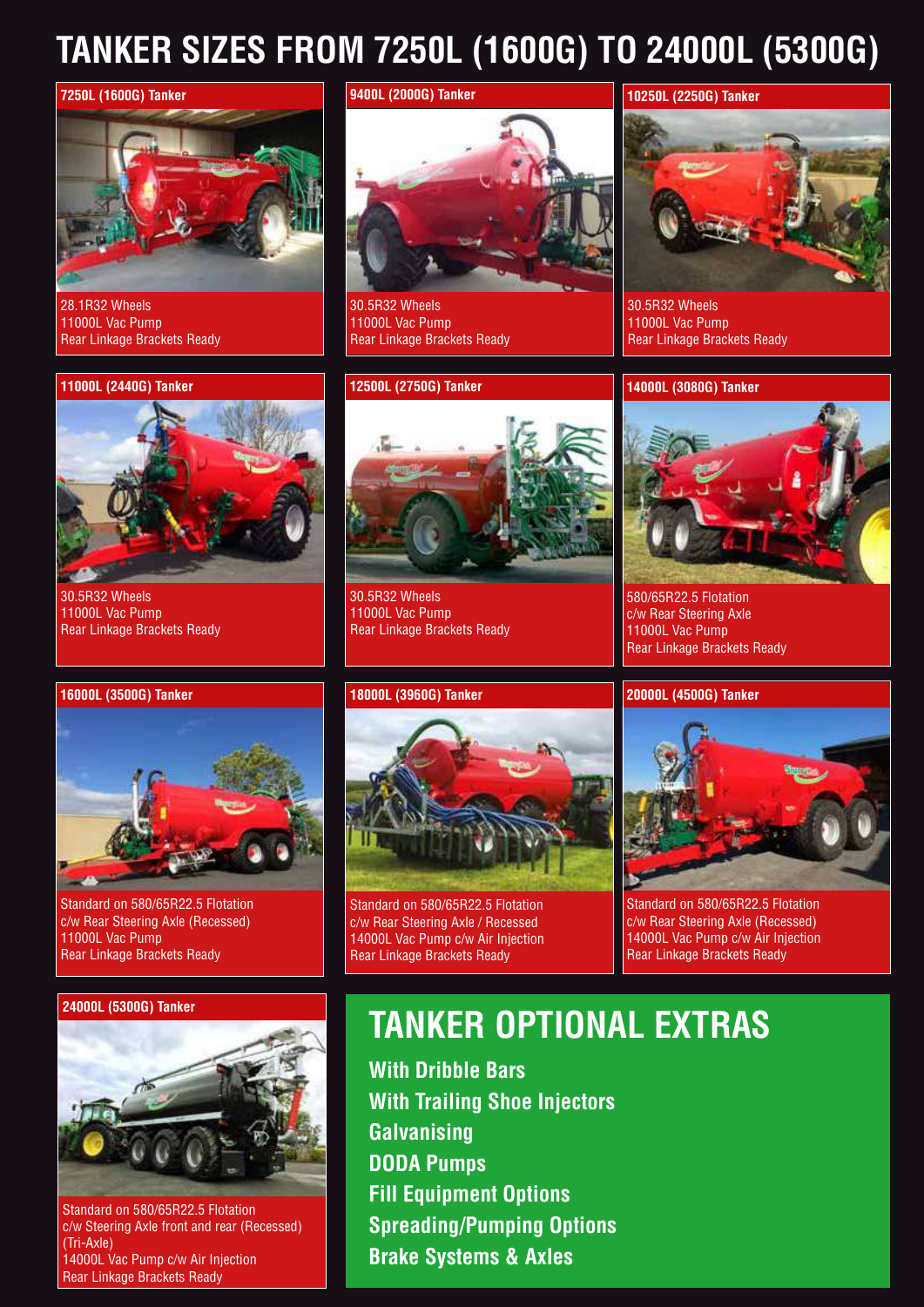# TANKER SIZES FROM 7250L (1600G) TO 24000L (5300G)

### 7250L (1600G) Tanker

28.1R32 Wheels
11000L Vac Pump
Rear Linkage Brackets Ready

### 9400L (2000G) Tanker

30.5R32 Wheels
11000L Vac Pump
Rear Linkage Brackets Ready

### 10250L (2250G) Tanker

30.5R32 Wheels
11000L Vac Pump
Rear Linkage Brackets Ready

### 11000L (2440G) Tanker

30.5R32 Wheels
11000L Vac Pump
Rear Linkage Brackets Ready

### 12500L (2750G) Tanker

30.5R32 Wheels
11000L Vac Pump
Rear Linkage Brackets Ready

### 14000L (3080G) Tanker

580/65R22.5 Flotation
c/w Rear Steering Axle
11000L Vac Pump
Rear Linkage Brackets Ready

### 16000L (3500G) Tanker

Standard on 580/65R22.5 Flotation
c/w Rear Steering Axle (Recessed)
11000L Vac Pump
Rear Linkage Brackets Ready

### 18000L (3960G) Tanker

Standard on 580/65R22.5 Flotation
c/w Rear Steering Axle / Recessed
14000L Vac Pump c/w Air Injection
Rear Linkage Brackets Ready

### 20000L (4500G) Tanker

Standard on 580/65R22.5 Flotation
c/w Rear Steering Axle (Recessed)
14000L Vac Pump c/w Air Injection
Rear Linkage Brackets Ready

### 24000L (5300G) Tanker

Standard on 580/65R22.5 Flotation
c/w Steering Axle front and rear (Recessed)
(Tri-Axle)
14000L Vac Pump c/w Air Injection
Rear Linkage Brackets Ready

## TANKER OPTIONAL EXTRAS

**With Dribble Bars**
**With Trailing Shoe Injectors**
**Galvanising**
**DODA Pumps**
**Fill Equipment Options**
**Spreading/Pumping Options**
**Brake Systems & Axles**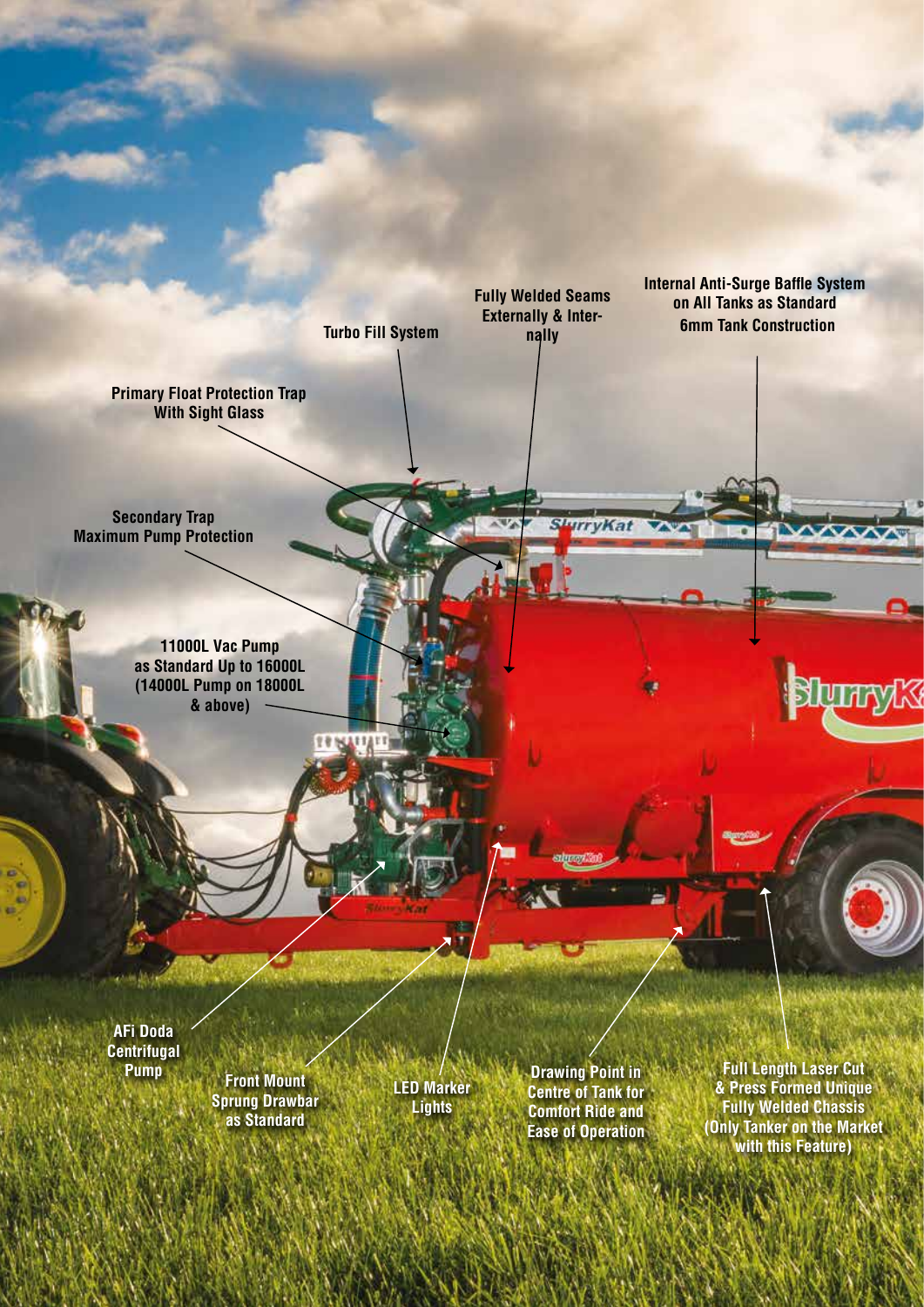Turbo Fill System

Fully Welded Seams Externally & Internally

Internal Anti-Surge Baffle System on All Tanks as Standard

6mm Tank Construction

Primary Float Protection Trap With Sight Glass

Secondary Trap Maximum Pump Protection

11000L Vac Pump as Standard Up to 16000L (14000L Pump on 18000L & above)

AFi Doda Centrifugal Pump

Front Mount Sprung Drawbar as Standard

LED Marker Lights

Drawing Point in Centre of Tank for Comfort Ride and Ease of Operation

Full Length Laser Cut & Press Formed Unique Fully Welded Chassis (Only Tanker on the Market with this Feature)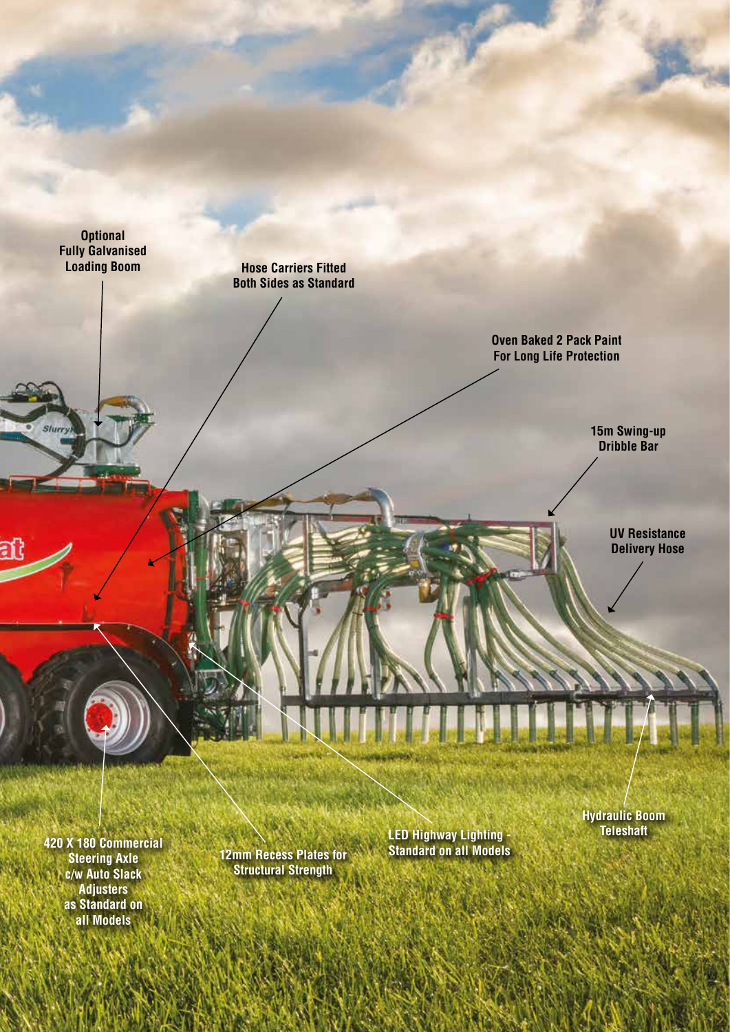Optional
Fully Galvanised
Loading Boom

Hose Carriers Fitted
Both Sides as Standard

Oven Baked 2 Pack Paint
For Long Life Protection

15m Swing-up
Dribble Bar

UV Resistance
Delivery Hose

Hydraulic Boom
Teleshaft

420 X 180 Commercial
Steering Axle
c/w Auto Slack
Adjusters
as Standard on
all Models

12mm Recess Plates for
Structural Strength

LED Highway Lighting -
Standard on all Models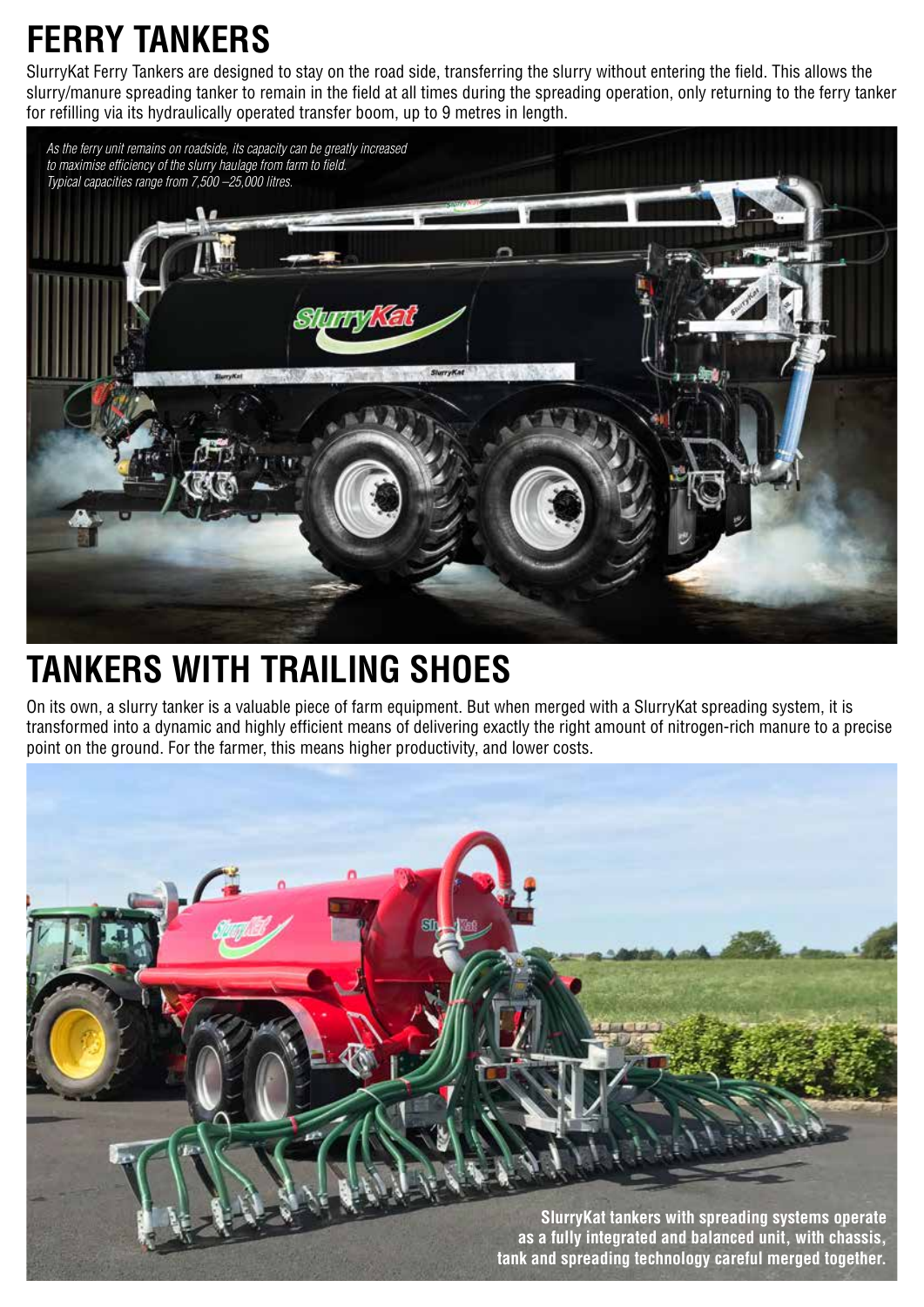# FERRY TANKERS

SlurryKat Ferry Tankers are designed to stay on the road side, transferring the slurry without entering the field. This allows the slurry/manure spreading tanker to remain in the field at all times during the spreading operation, only returning to the ferry tanker for refilling via its hydraulically operated transfer boom, up to 9 metres in length.

*As the ferry unit remains on roadside, its capacity can be greatly increased to maximise efficiency of the slurry haulage from farm to field. Typical capacities range from 7,500 –25,000 litres.*

# TANKERS WITH TRAILING SHOES

On its own, a slurry tanker is a valuable piece of farm equipment. But when merged with a SlurryKat spreading system, it is transformed into a dynamic and highly efficient means of delivering exactly the right amount of nitrogen-rich manure to a precise point on the ground. For the farmer, this means higher productivity, and lower costs.

**SlurryKat tankers with spreading systems operate as a fully integrated and balanced unit, with chassis, tank and spreading technology careful merged together.**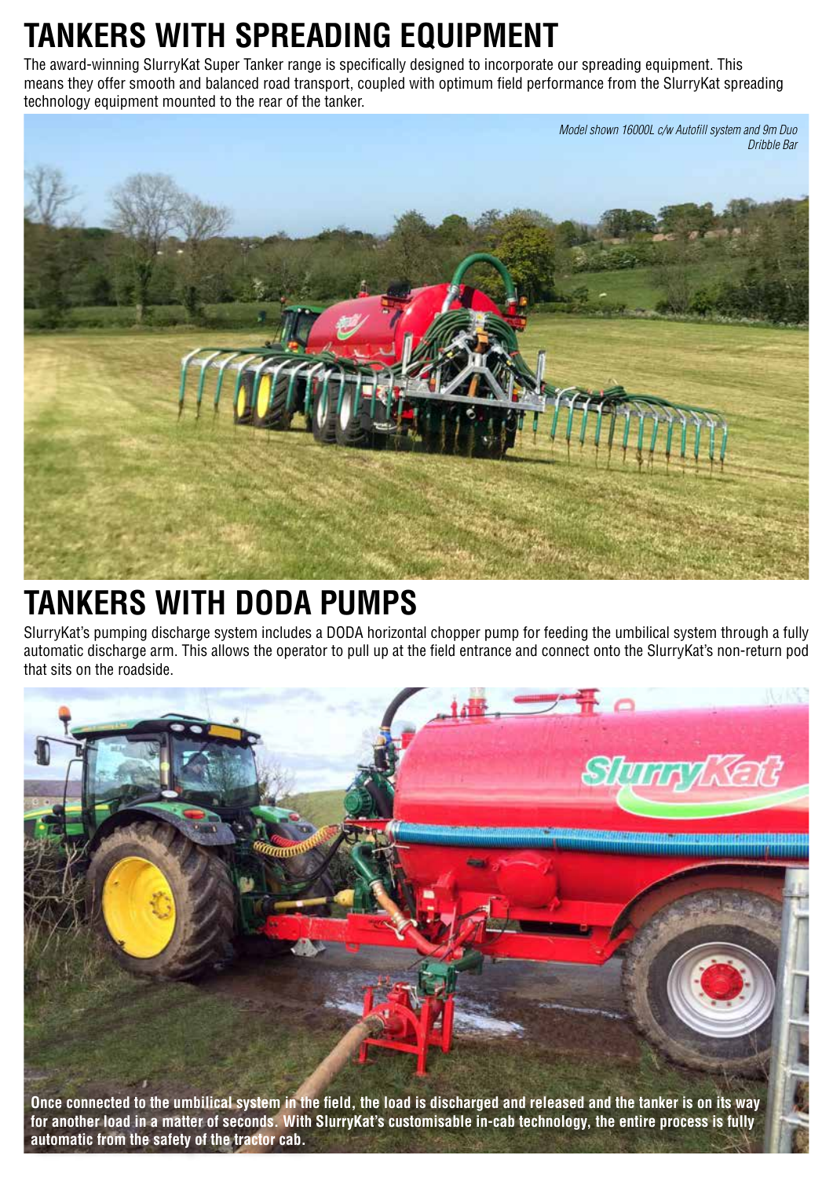# TANKERS WITH SPREADING EQUIPMENT

The award-winning SlurryKat Super Tanker range is specifically designed to incorporate our spreading equipment. This means they offer smooth and balanced road transport, coupled with optimum field performance from the SlurryKat spreading technology equipment mounted to the rear of the tanker.

*Model shown 16000L c/w Autofill system and 9m Duo Dribble Bar*

# TANKERS WITH DODA PUMPS

SlurryKat's pumping discharge system includes a DODA horizontal chopper pump for feeding the umbilical system through a fully automatic discharge arm. This allows the operator to pull up at the field entrance and connect onto the SlurryKat's non-return pod that sits on the roadside.

**Once connected to the umbilical system in the field, the load is discharged and released and the tanker is on its way for another load in a matter of seconds. With SlurryKat's customisable in-cab technology, the entire process is fully automatic from the safety of the tractor cab.**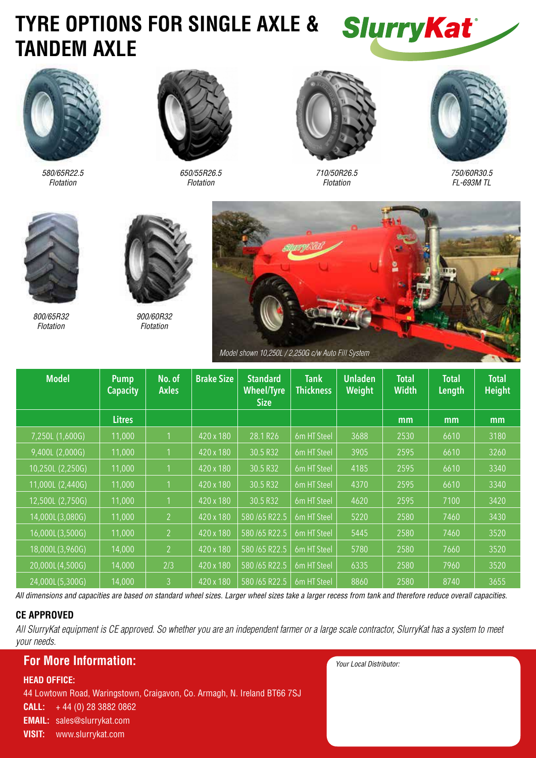# TYRE OPTIONS FOR SINGLE AXLE & TANDEM AXLE

*580/65R22.5 Flotation*

*650/55R26.5 Flotation*

*710/50R26.5 Flotation*

*750/60R30.5 FL-693M TL*

*800/65R32 Flotation*

*900/60R32 Flotation*

*Model shown 10,250L / 2,250G c/w Auto Fill System*

| Model | Pump Capacity | No. of Axles | Brake Size | Standard Wheel/Tyre Size | Tank Thickness | Unladen Weight | Total Width | Total Length | Total Height |
|---|---|---|---|---|---|---|---|---|---|
| | Litres | | | | | | mm | mm | mm |
| 7,250L (1,600G) | 11,000 | 1 | 420 x 180 | 28.1 R26 | 6m HT Steel | 3688 | 2530 | 6610 | 3180 |
| 9,400L (2,000G) | 11,000 | 1 | 420 x 180 | 30.5 R32 | 6m HT Steel | 3905 | 2595 | 6610 | 3260 |
| 10,250L (2,250G) | 11,000 | 1 | 420 x 180 | 30.5 R32 | 6m HT Steel | 4185 | 2595 | 6610 | 3340 |
| 11,000L (2,440G) | 11,000 | 1 | 420 x 180 | 30.5 R32 | 6m HT Steel | 4370 | 2595 | 6610 | 3340 |
| 12,500L (2,750G) | 11,000 | 1 | 420 x 180 | 30.5 R32 | 6m HT Steel | 4620 | 2595 | 7100 | 3420 |
| 14,000L (3,080G) | 11,000 | 2 | 420 x 180 | 580 /65 R22.5 | 6m HT Steel | 5220 | 2580 | 7460 | 3430 |
| 16,000L (3,500G) | 11,000 | 2 | 420 x 180 | 580 /65 R22.5 | 6m HT Steel | 5445 | 2580 | 7460 | 3520 |
| 18,000L (3,960G) | 14,000 | 2 | 420 x 180 | 580 /65 R22.5 | 6m HT Steel | 5780 | 2580 | 7660 | 3520 |
| 20,000L (4,500G) | 14,000 | 2/3 | 420 x 180 | 580 /65 R22.5 | 6m HT Steel | 6335 | 2580 | 7960 | 3520 |
| 24,000L (5,300G) | 14,000 | 3 | 420 x 180 | 580 /65 R22.5 | 6m HT Steel | 8860 | 2580 | 8740 | 3655 |

*All dimensions and capacities are based on standard wheel sizes. Larger wheel sizes take a larger recess from tank and therefore reduce overall capacities.*

### CE APPROVED

*All SlurryKat equipment is CE approved. So whether you are an independent farmer or a large scale contractor, SlurryKat has a system to meet your needs.*

## For More Information:

**HEAD OFFICE:**
44 Lowtown Road, Waringstown, Craigavon, Co. Armagh, N. Ireland BT66 7SJ

**CALL:** + 44 (0) 28 3882 0862
**EMAIL:** sales@slurrykat.com
**VISIT:** www.slurrykat.com

*Your Local Distributor:*